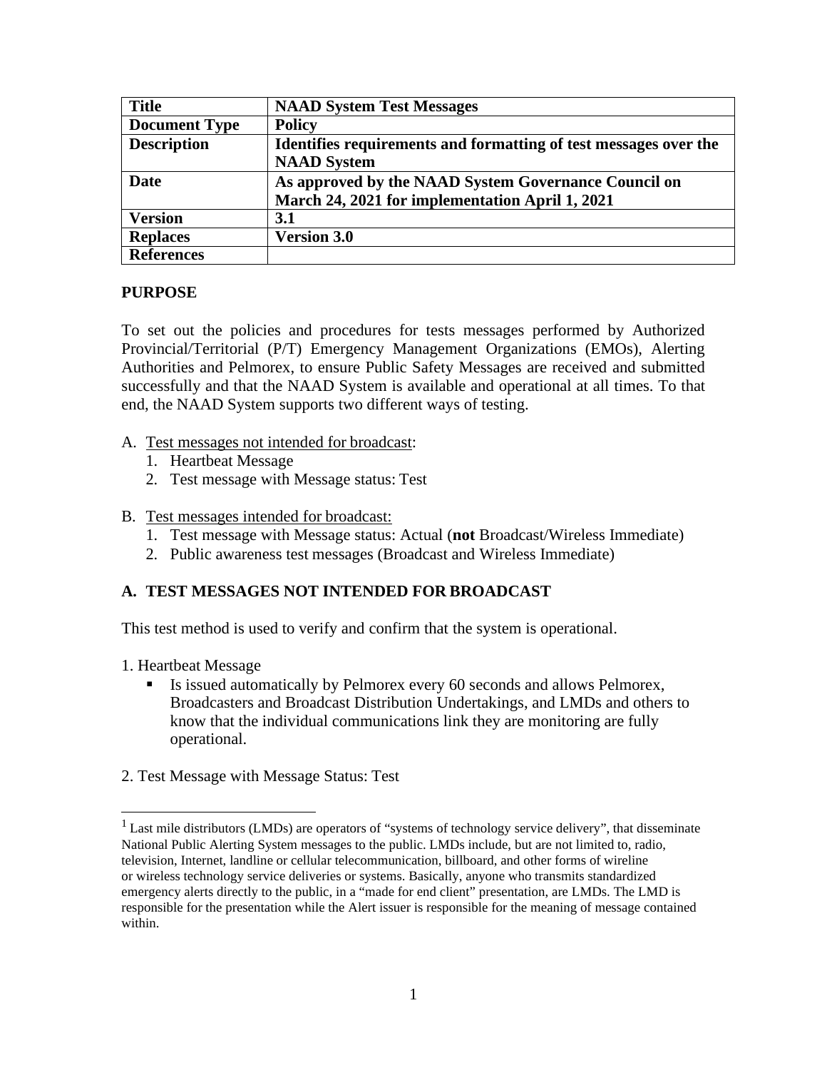| Title | NAAD System Test Messages |
| --- | --- |
| **Document Type** | **Policy** |
| **Description** | **Identifies requirements and formatting of test messages over the NAAD System** |
| **Date** | **As approved by the NAAD System Governance Council on March 24, 2021 for implementation April 1, 2021** |
| **Version** | **3.1** |
| **Replaces** | **Version 3.0** |
| **References** | |

## PURPOSE

To set out the policies and procedures for tests messages performed by Authorized Provincial/Territorial (P/T) Emergency Management Organizations (EMOs), Alerting Authorities and Pelmorex, to ensure Public Safety Messages are received and submitted successfully and that the NAAD System is available and operational at all times. To that end, the NAAD System supports two different ways of testing.

A. Test messages not intended for broadcast:
   1. Heartbeat Message
   2. Test message with Message status: Test

B. Test messages intended for broadcast:
   1. Test message with Message status: Actual (**not** Broadcast/Wireless Immediate)
   2. Public awareness test messages (Broadcast and Wireless Immediate)

## A. TEST MESSAGES NOT INTENDED FOR BROADCAST

This test method is used to verify and confirm that the system is operational.

1. Heartbeat Message
   - Is issued automatically by Pelmorex every 60 seconds and allows Pelmorex, Broadcasters and Broadcast Distribution Undertakings, and LMDs and others to know that the individual communications link they are monitoring are fully operational.

2. Test Message with Message Status: Test

[1] Last mile distributors (LMDs) are operators of "systems of technology service delivery", that disseminate National Public Alerting System messages to the public. LMDs include, but are not limited to, radio, television, Internet, landline or cellular telecommunication, billboard, and other forms of wireline or wireless technology service deliveries or systems. Basically, anyone who transmits standardized emergency alerts directly to the public, in a "made for end client" presentation, are LMDs. The LMD is responsible for the presentation while the Alert issuer is responsible for the meaning of message contained within.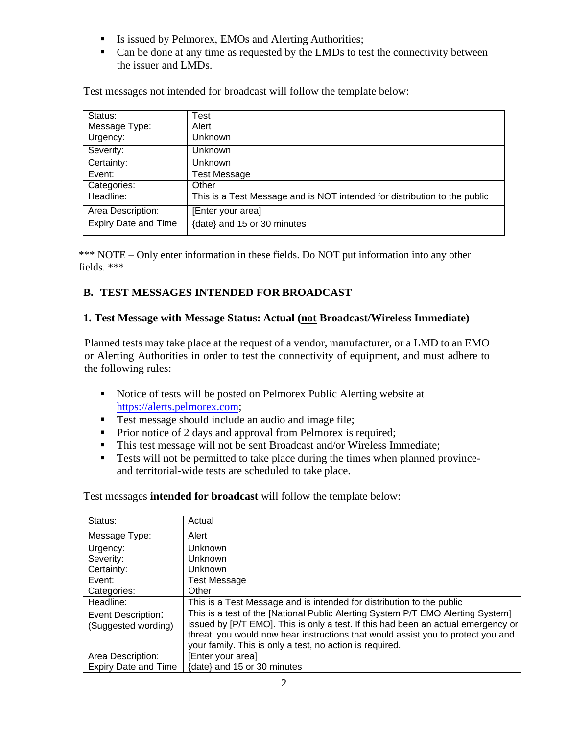- Is issued by Pelmorex, EMOs and Alerting Authorities;
- Can be done at any time as requested by the LMDs to test the connectivity between the issuer and LMDs.

Test messages not intended for broadcast will follow the template below:

| Status: | Test |
|---|---|
| Message Type: | Alert |
| Urgency: | Unknown |
| Severity: | Unknown |
| Certainty: | Unknown |
| Event: | Test Message |
| Categories: | Other |
| Headline: | This is a Test Message and is NOT intended for distribution to the public |
| Area Description: | [Enter your area] |
| Expiry Date and Time | {date} and 15 or 30 minutes |

*** NOTE – Only enter information in these fields. Do NOT put information into any other fields. ***

## B. TEST MESSAGES INTENDED FOR BROADCAST

### 1. Test Message with Message Status: Actual (<u>not</u> Broadcast/Wireless Immediate)

Planned tests may take place at the request of a vendor, manufacturer, or a LMD to an EMO or Alerting Authorities in order to test the connectivity of equipment, and must adhere to the following rules:

- Notice of tests will be posted on Pelmorex Public Alerting website at https://alerts.pelmorex.com;
- Test message should include an audio and image file;
- Prior notice of 2 days and approval from Pelmorex is required;
- This test message will not be sent Broadcast and/or Wireless Immediate;
- Tests will not be permitted to take place during the times when planned province- and territorial-wide tests are scheduled to take place.

Test messages **intended for broadcast** will follow the template below:

| Status: | Actual |
|---|---|
| Message Type: | Alert |
| Urgency: | Unknown |
| Severity: | Unknown |
| Certainty: | Unknown |
| Event: | Test Message |
| Categories: | Other |
| Headline: | This is a Test Message and is intended for distribution to the public |
| Event Description: (Suggested wording) | This is a test of the [National Public Alerting System P/T EMO Alerting System] issued by [P/T EMO]. This is only a test. If this had been an actual emergency or threat, you would now hear instructions that would assist you to protect you and your family. This is only a test, no action is required. |
| Area Description: | [Enter your area] |
| Expiry Date and Time | {date} and 15 or 30 minutes |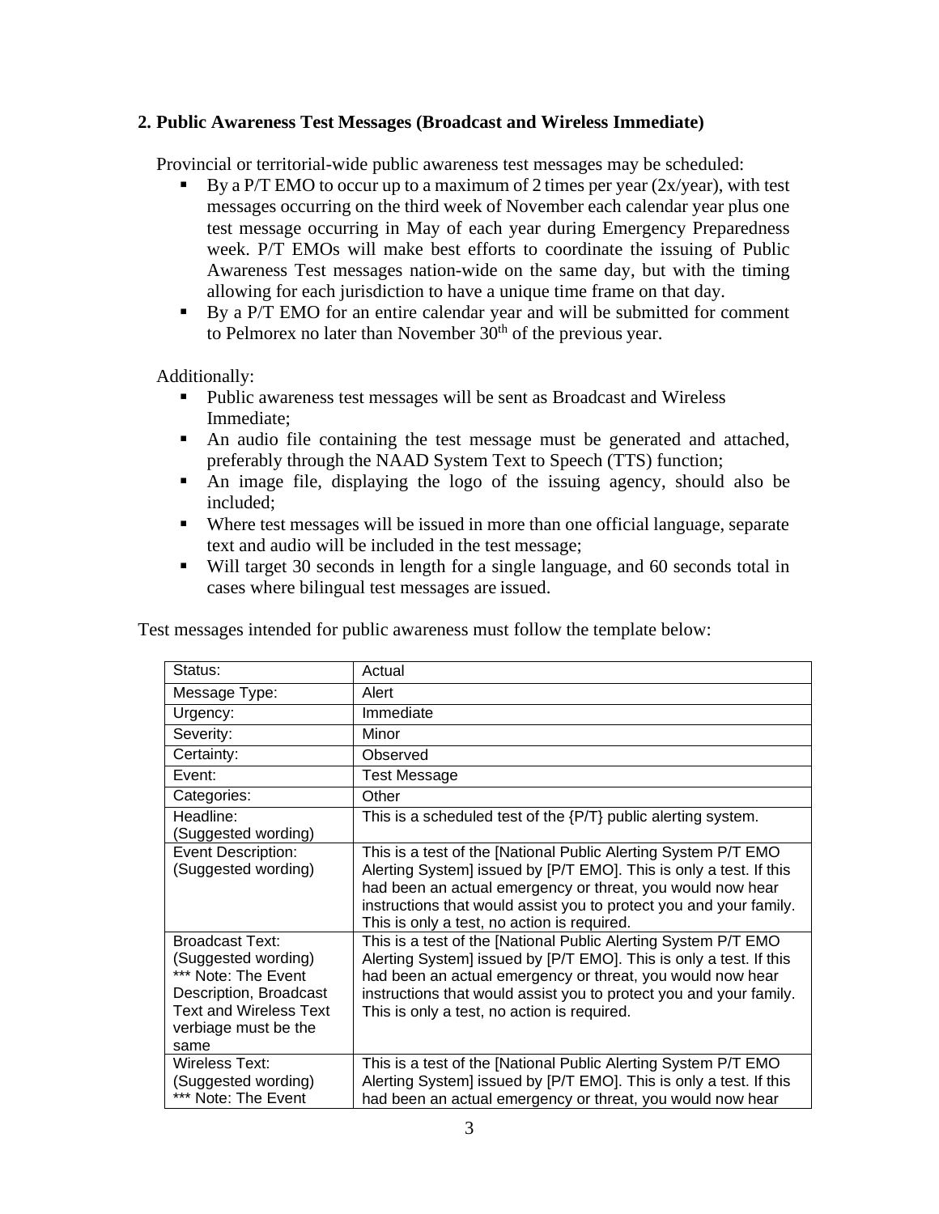## 2. Public Awareness Test Messages (Broadcast and Wireless Immediate)

Provincial or territorial-wide public awareness test messages may be scheduled:

- By a P/T EMO to occur up to a maximum of 2 times per year (2x/year), with test messages occurring on the third week of November each calendar year plus one test message occurring in May of each year during Emergency Preparedness week. P/T EMOs will make best efforts to coordinate the issuing of Public Awareness Test messages nation-wide on the same day, but with the timing allowing for each jurisdiction to have a unique time frame on that day.
- By a P/T EMO for an entire calendar year and will be submitted for comment to Pelmorex no later than November 30th of the previous year.

Additionally:

- Public awareness test messages will be sent as Broadcast and Wireless Immediate;
- An audio file containing the test message must be generated and attached, preferably through the NAAD System Text to Speech (TTS) function;
- An image file, displaying the logo of the issuing agency, should also be included;
- Where test messages will be issued in more than one official language, separate text and audio will be included in the test message;
- Will target 30 seconds in length for a single language, and 60 seconds total in cases where bilingual test messages are issued.

Test messages intended for public awareness must follow the template below:

| Status: | Actual |
|---|---|
| Message Type: | Alert |
| Urgency: | Immediate |
| Severity: | Minor |
| Certainty: | Observed |
| Event: | Test Message |
| Categories: | Other |
| Headline: (Suggested wording) | This is a scheduled test of the {P/T} public alerting system. |
| Event Description: (Suggested wording) | This is a test of the [National Public Alerting System P/T EMO Alerting System] issued by [P/T EMO]. This is only a test. If this had been an actual emergency or threat, you would now hear instructions that would assist you to protect you and your family. This is only a test, no action is required. |
| Broadcast Text: (Suggested wording) *** Note: The Event Description, Broadcast Text and Wireless Text verbiage must be the same | This is a test of the [National Public Alerting System P/T EMO Alerting System] issued by [P/T EMO]. This is only a test. If this had been an actual emergency or threat, you would now hear instructions that would assist you to protect you and your family. This is only a test, no action is required. |
| Wireless Text: (Suggested wording) *** Note: The Event | This is a test of the [National Public Alerting System P/T EMO Alerting System] issued by [P/T EMO]. This is only a test. If this had been an actual emergency or threat, you would now hear |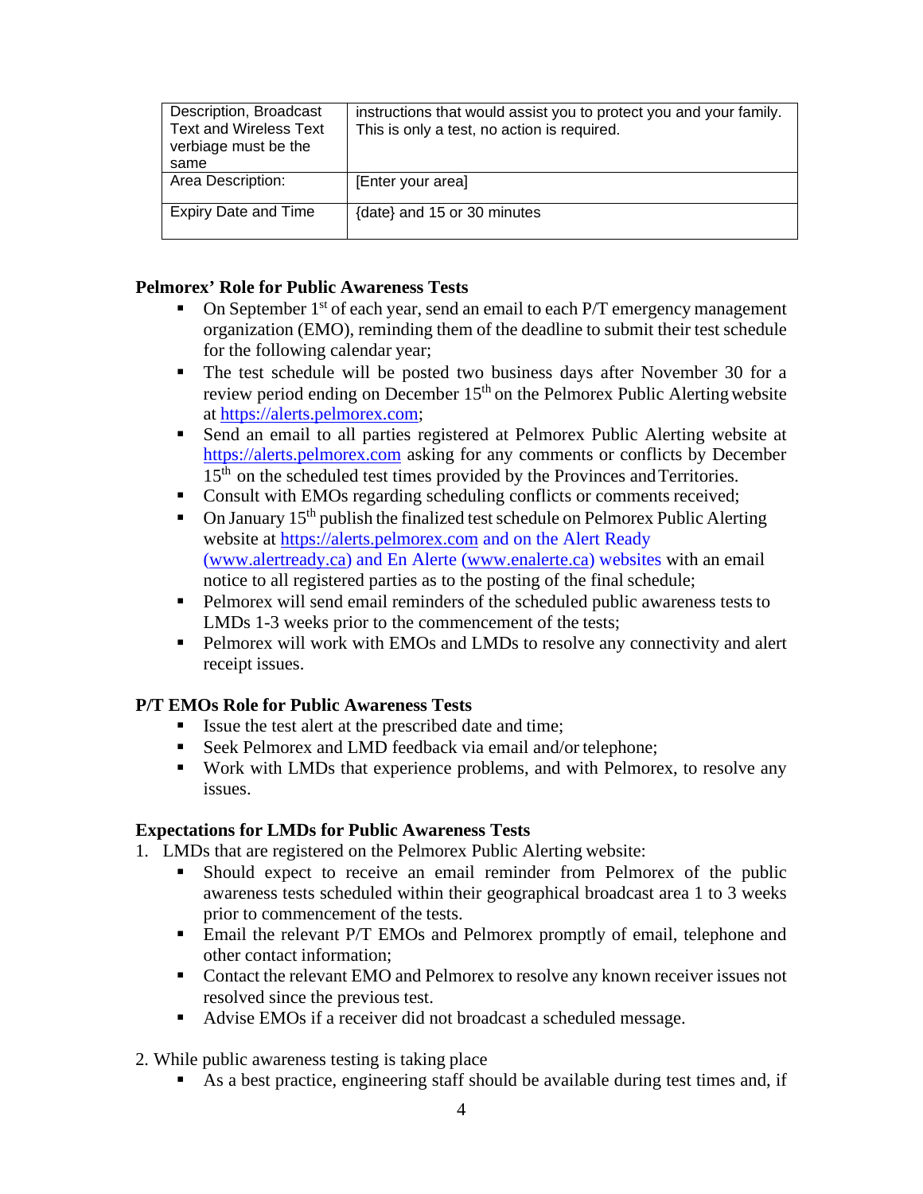| Description, Broadcast Text and Wireless Text verbiage must be the same | instructions that would assist you to protect you and your family. This is only a test, no action is required. |
|---|---|
| Area Description: | [Enter your area] |
| Expiry Date and Time | {date} and 15 or 30 minutes |

**Pelmorex' Role for Public Awareness Tests**

- On September 1st of each year, send an email to each P/T emergency management organization (EMO), reminding them of the deadline to submit their test schedule for the following calendar year;
- The test schedule will be posted two business days after November 30 for a review period ending on December 15th on the Pelmorex Public Alerting website at https://alerts.pelmorex.com;
- Send an email to all parties registered at Pelmorex Public Alerting website at https://alerts.pelmorex.com asking for any comments or conflicts by December 15th on the scheduled test times provided by the Provinces and Territories.
- Consult with EMOs regarding scheduling conflicts or comments received;
- On January 15th publish the finalized test schedule on Pelmorex Public Alerting website at https://alerts.pelmorex.com and on the Alert Ready (www.alertready.ca) and En Alerte (www.enalerte.ca) websites with an email notice to all registered parties as to the posting of the final schedule;
- Pelmorex will send email reminders of the scheduled public awareness tests to LMDs 1-3 weeks prior to the commencement of the tests;
- Pelmorex will work with EMOs and LMDs to resolve any connectivity and alert receipt issues.

**P/T EMOs Role for Public Awareness Tests**

- Issue the test alert at the prescribed date and time;
- Seek Pelmorex and LMD feedback via email and/or telephone;
- Work with LMDs that experience problems, and with Pelmorex, to resolve any issues.

**Expectations for LMDs for Public Awareness Tests**

1. LMDs that are registered on the Pelmorex Public Alerting website:
   - Should expect to receive an email reminder from Pelmorex of the public awareness tests scheduled within their geographical broadcast area 1 to 3 weeks prior to commencement of the tests.
   - Email the relevant P/T EMOs and Pelmorex promptly of email, telephone and other contact information;
   - Contact the relevant EMO and Pelmorex to resolve any known receiver issues not resolved since the previous test.
   - Advise EMOs if a receiver did not broadcast a scheduled message.

2. While public awareness testing is taking place
   - As a best practice, engineering staff should be available during test times and, if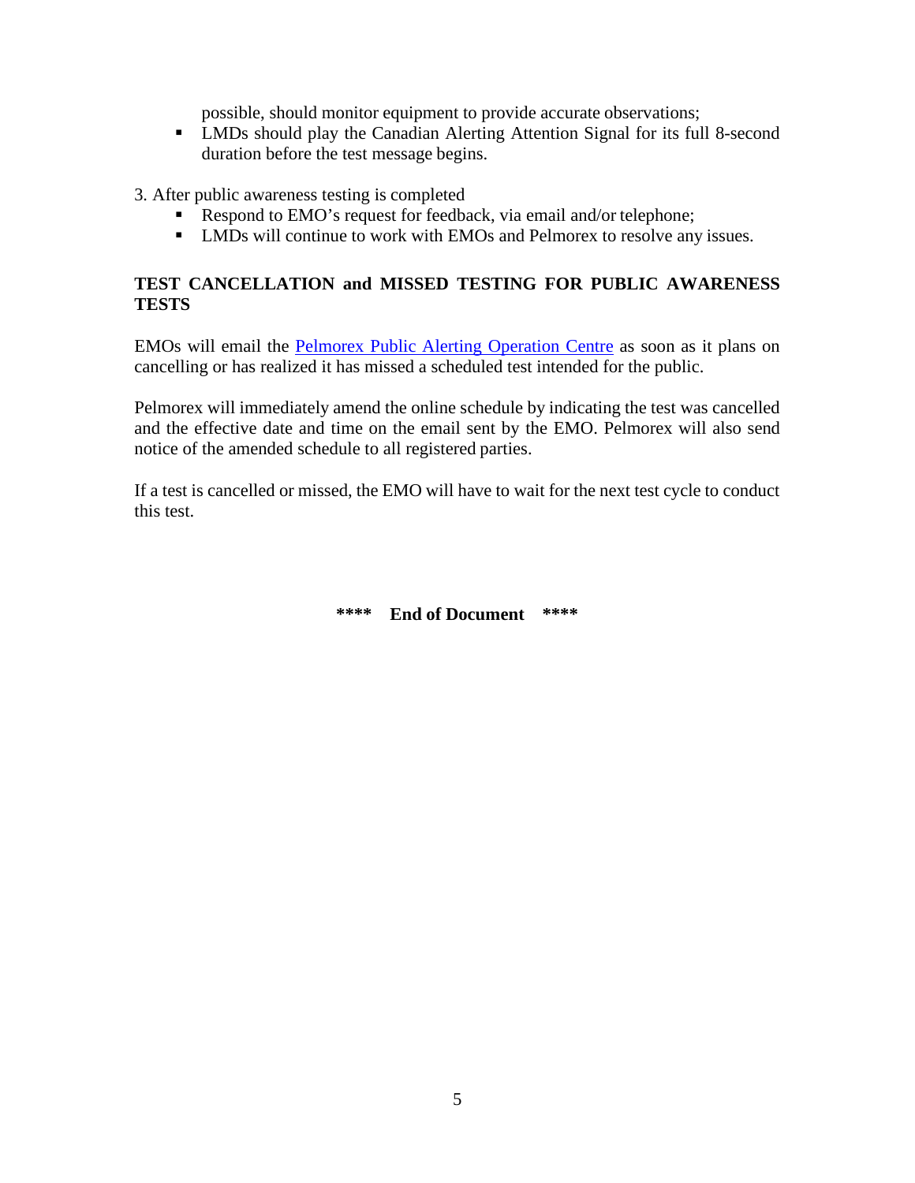possible, should monitor equipment to provide accurate observations;

- LMDs should play the Canadian Alerting Attention Signal for its full 8-second duration before the test message begins.

3. After public awareness testing is completed
   - Respond to EMO's request for feedback, via email and/or telephone;
   - LMDs will continue to work with EMOs and Pelmorex to resolve any issues.

**TEST CANCELLATION and MISSED TESTING FOR PUBLIC AWARENESS TESTS**

EMOs will email the Pelmorex Public Alerting Operation Centre as soon as it plans on cancelling or has realized it has missed a scheduled test intended for the public.

Pelmorex will immediately amend the online schedule by indicating the test was cancelled and the effective date and time on the email sent by the EMO. Pelmorex will also send notice of the amended schedule to all registered parties.

If a test is cancelled or missed, the EMO will have to wait for the next test cycle to conduct this test.

**\*\*\*\* End of Document \*\*\*\***